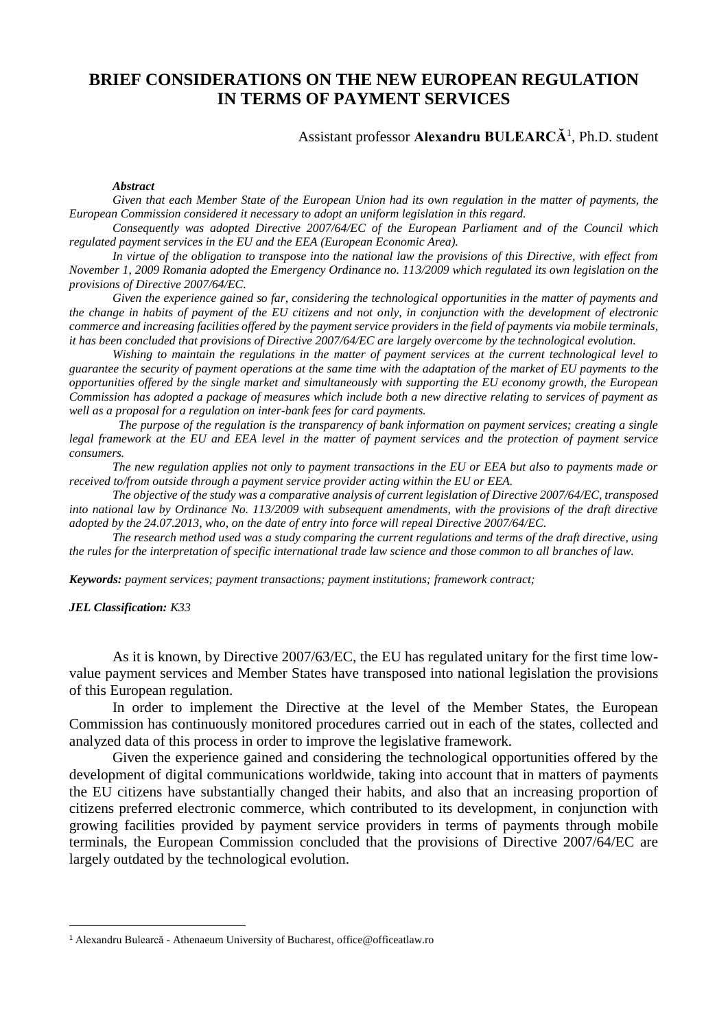# BRIEF CONSIDERATIONS ON THE NEW EUROPEAN REGULATION IN TERMS OF PAYMENT SERVICES

Assistant professor **Alexandru BULEARCĂ**[1], Ph.D. student

***Abstract***

*Given that each Member State of the European Union had its own regulation in the matter of payments, the European Commission considered it necessary to adopt an uniform legislation in this regard.*

*Consequently was adopted Directive 2007/64/EC of the European Parliament and of the Council which regulated payment services in the EU and the EEA (European Economic Area).*

*In virtue of the obligation to transpose into the national law the provisions of this Directive, with effect from November 1, 2009 Romania adopted the Emergency Ordinance no. 113/2009 which regulated its own legislation on the provisions of Directive 2007/64/EC.*

*Given the experience gained so far, considering the technological opportunities in the matter of payments and the change in habits of payment of the EU citizens and not only, in conjunction with the development of electronic commerce and increasing facilities offered by the payment service providers in the field of payments via mobile terminals, it has been concluded that provisions of Directive 2007/64/EC are largely overcome by the technological evolution.*

*Wishing to maintain the regulations in the matter of payment services at the current technological level to guarantee the security of payment operations at the same time with the adaptation of the market of EU payments to the opportunities offered by the single market and simultaneously with supporting the EU economy growth, the European Commission has adopted a package of measures which include both a new directive relating to services of payment as well as a proposal for a regulation on inter-bank fees for card payments.*

*The purpose of the regulation is the transparency of bank information on payment services; creating a single legal framework at the EU and EEA level in the matter of payment services and the protection of payment service consumers.*

*The new regulation applies not only to payment transactions in the EU or EEA but also to payments made or received to/from outside through a payment service provider acting within the EU or EEA.*

*The objective of the study was a comparative analysis of current legislation of Directive 2007/64/EC, transposed into national law by Ordinance No. 113/2009 with subsequent amendments, with the provisions of the draft directive adopted by the 24.07.2013, who, on the date of entry into force will repeal Directive 2007/64/EC.*

*The research method used was a study comparing the current regulations and terms of the draft directive, using the rules for the interpretation of specific international trade law science and those common to all branches of law.*

***Keywords:*** *payment services; payment transactions; payment institutions; framework contract;*

***JEL Classification:*** *K33*

As it is known, by Directive 2007/63/EC, the EU has regulated unitary for the first time low-value payment services and Member States have transposed into national legislation the provisions of this European regulation.

In order to implement the Directive at the level of the Member States, the European Commission has continuously monitored procedures carried out in each of the states, collected and analyzed data of this process in order to improve the legislative framework.

Given the experience gained and considering the technological opportunities offered by the development of digital communications worldwide, taking into account that in matters of payments the EU citizens have substantially changed their habits, and also that an increasing proportion of citizens preferred electronic commerce, which contributed to its development, in conjunction with growing facilities provided by payment service providers in terms of payments through mobile terminals, the European Commission concluded that the provisions of Directive 2007/64/EC are largely outdated by the technological evolution.

[1] Alexandru Bulearcă - Athenaeum University of Bucharest, office@officeatlaw.ro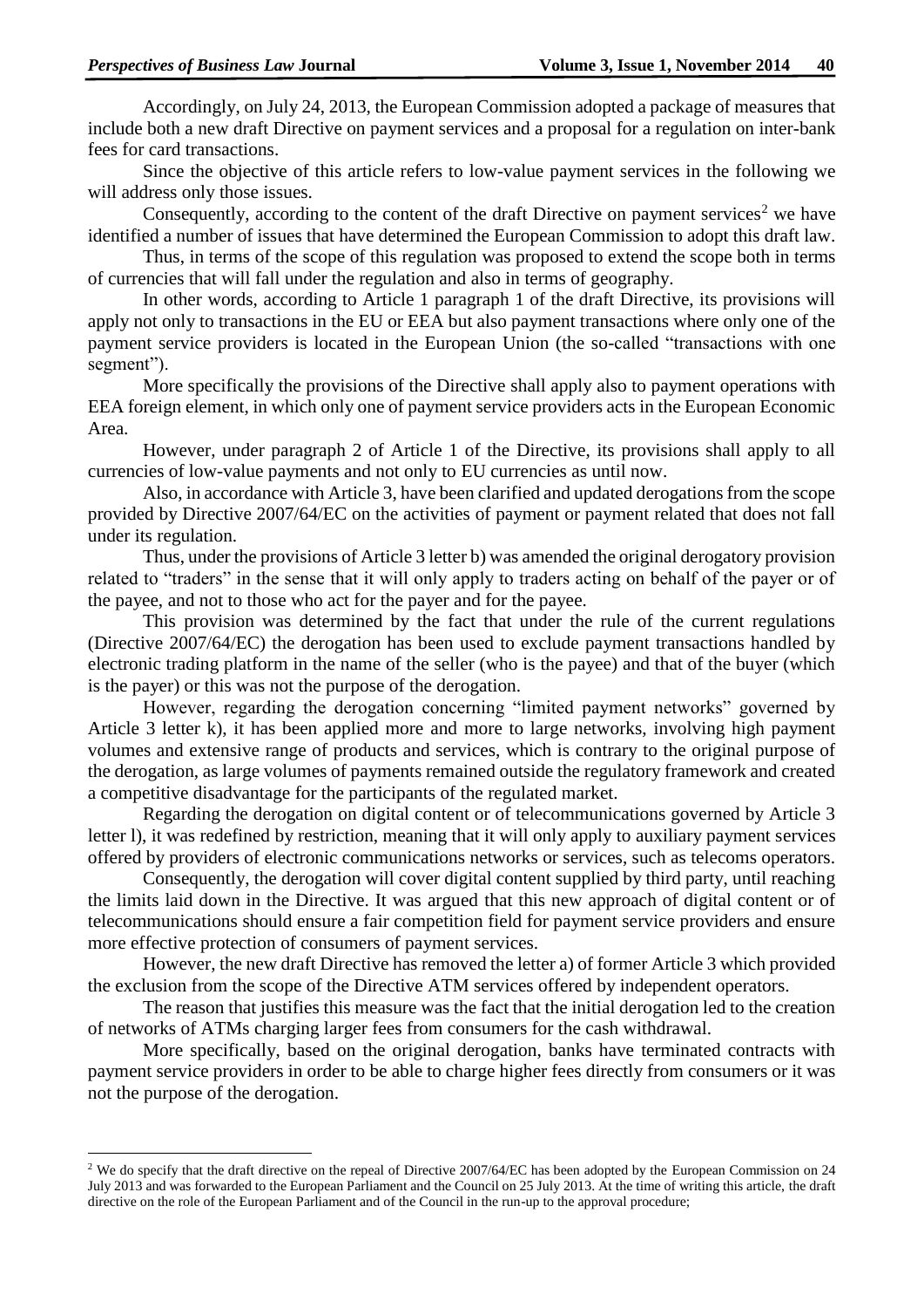Accordingly, on July 24, 2013, the European Commission adopted a package of measures that include both a new draft Directive on payment services and a proposal for a regulation on inter-bank fees for card transactions.

Since the objective of this article refers to low-value payment services in the following we will address only those issues.

Consequently, according to the content of the draft Directive on payment services[2] we have identified a number of issues that have determined the European Commission to adopt this draft law.

Thus, in terms of the scope of this regulation was proposed to extend the scope both in terms of currencies that will fall under the regulation and also in terms of geography.

In other words, according to Article 1 paragraph 1 of the draft Directive, its provisions will apply not only to transactions in the EU or EEA but also payment transactions where only one of the payment service providers is located in the European Union (the so-called "transactions with one segment").

More specifically the provisions of the Directive shall apply also to payment operations with EEA foreign element, in which only one of payment service providers acts in the European Economic Area.

However, under paragraph 2 of Article 1 of the Directive, its provisions shall apply to all currencies of low-value payments and not only to EU currencies as until now.

Also, in accordance with Article 3, have been clarified and updated derogations from the scope provided by Directive 2007/64/EC on the activities of payment or payment related that does not fall under its regulation.

Thus, under the provisions of Article 3 letter b) was amended the original derogatory provision related to "traders" in the sense that it will only apply to traders acting on behalf of the payer or of the payee, and not to those who act for the payer and for the payee.

This provision was determined by the fact that under the rule of the current regulations (Directive 2007/64/EC) the derogation has been used to exclude payment transactions handled by electronic trading platform in the name of the seller (who is the payee) and that of the buyer (which is the payer) or this was not the purpose of the derogation.

However, regarding the derogation concerning "limited payment networks" governed by Article 3 letter k), it has been applied more and more to large networks, involving high payment volumes and extensive range of products and services, which is contrary to the original purpose of the derogation, as large volumes of payments remained outside the regulatory framework and created a competitive disadvantage for the participants of the regulated market.

Regarding the derogation on digital content or of telecommunications governed by Article 3 letter l), it was redefined by restriction, meaning that it will only apply to auxiliary payment services offered by providers of electronic communications networks or services, such as telecoms operators.

Consequently, the derogation will cover digital content supplied by third party, until reaching the limits laid down in the Directive. It was argued that this new approach of digital content or of telecommunications should ensure a fair competition field for payment service providers and ensure more effective protection of consumers of payment services.

However, the new draft Directive has removed the letter a) of former Article 3 which provided the exclusion from the scope of the Directive ATM services offered by independent operators.

The reason that justifies this measure was the fact that the initial derogation led to the creation of networks of ATMs charging larger fees from consumers for the cash withdrawal.

More specifically, based on the original derogation, banks have terminated contracts with payment service providers in order to be able to charge higher fees directly from consumers or it was not the purpose of the derogation.

---

[2] We do specify that the draft directive on the repeal of Directive 2007/64/EC has been adopted by the European Commission on 24 July 2013 and was forwarded to the European Parliament and the Council on 25 July 2013. At the time of writing this article, the draft directive on the role of the European Parliament and of the Council in the run-up to the approval procedure;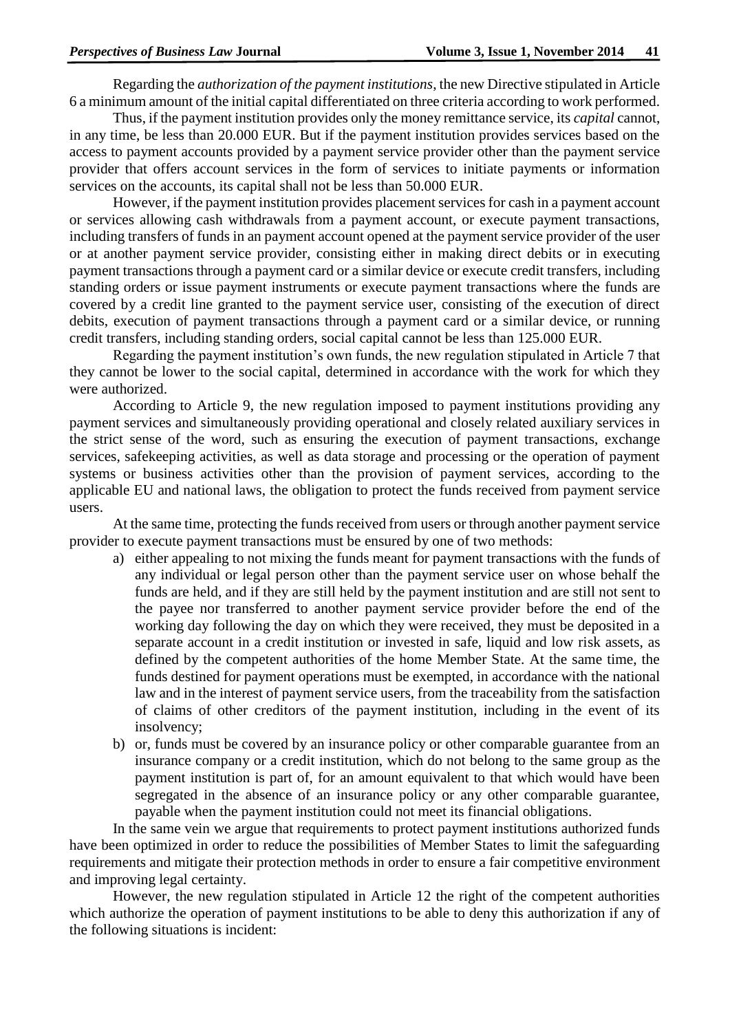Regarding the *authorization of the payment institutions*, the new Directive stipulated in Article 6 a minimum amount of the initial capital differentiated on three criteria according to work performed.

Thus, if the payment institution provides only the money remittance service, its *capital* cannot, in any time, be less than 20.000 EUR. But if the payment institution provides services based on the access to payment accounts provided by a payment service provider other than the payment service provider that offers account services in the form of services to initiate payments or information services on the accounts, its capital shall not be less than 50.000 EUR.

However, if the payment institution provides placement services for cash in a payment account or services allowing cash withdrawals from a payment account, or execute payment transactions, including transfers of funds in an payment account opened at the payment service provider of the user or at another payment service provider, consisting either in making direct debits or in executing payment transactions through a payment card or a similar device or execute credit transfers, including standing orders or issue payment instruments or execute payment transactions where the funds are covered by a credit line granted to the payment service user, consisting of the execution of direct debits, execution of payment transactions through a payment card or a similar device, or running credit transfers, including standing orders, social capital cannot be less than 125.000 EUR.

Regarding the payment institution's own funds, the new regulation stipulated in Article 7 that they cannot be lower to the social capital, determined in accordance with the work for which they were authorized.

According to Article 9, the new regulation imposed to payment institutions providing any payment services and simultaneously providing operational and closely related auxiliary services in the strict sense of the word, such as ensuring the execution of payment transactions, exchange services, safekeeping activities, as well as data storage and processing or the operation of payment systems or business activities other than the provision of payment services, according to the applicable EU and national laws, the obligation to protect the funds received from payment service users.

At the same time, protecting the funds received from users or through another payment service provider to execute payment transactions must be ensured by one of two methods:

a) either appealing to not mixing the funds meant for payment transactions with the funds of any individual or legal person other than the payment service user on whose behalf the funds are held, and if they are still held by the payment institution and are still not sent to the payee nor transferred to another payment service provider before the end of the working day following the day on which they were received, they must be deposited in a separate account in a credit institution or invested in safe, liquid and low risk assets, as defined by the competent authorities of the home Member State. At the same time, the funds destined for payment operations must be exempted, in accordance with the national law and in the interest of payment service users, from the traceability from the satisfaction of claims of other creditors of the payment institution, including in the event of its insolvency;
b) or, funds must be covered by an insurance policy or other comparable guarantee from an insurance company or a credit institution, which do not belong to the same group as the payment institution is part of, for an amount equivalent to that which would have been segregated in the absence of an insurance policy or any other comparable guarantee, payable when the payment institution could not meet its financial obligations.

In the same vein we argue that requirements to protect payment institutions authorized funds have been optimized in order to reduce the possibilities of Member States to limit the safeguarding requirements and mitigate their protection methods in order to ensure a fair competitive environment and improving legal certainty.

However, the new regulation stipulated in Article 12 the right of the competent authorities which authorize the operation of payment institutions to be able to deny this authorization if any of the following situations is incident: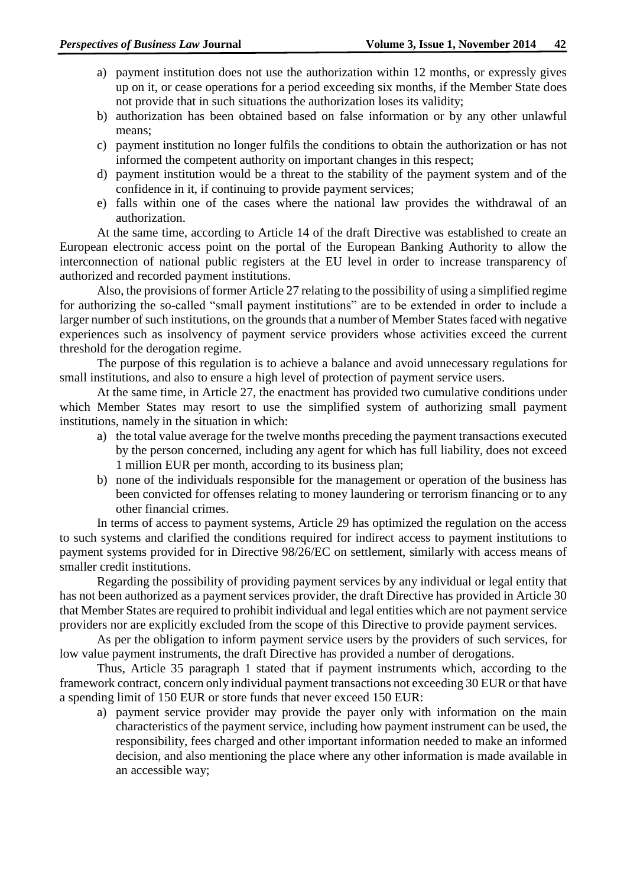a) payment institution does not use the authorization within 12 months, or expressly gives up on it, or cease operations for a period exceeding six months, if the Member State does not provide that in such situations the authorization loses its validity;
b) authorization has been obtained based on false information or by any other unlawful means;
c) payment institution no longer fulfils the conditions to obtain the authorization or has not informed the competent authority on important changes in this respect;
d) payment institution would be a threat to the stability of the payment system and of the confidence in it, if continuing to provide payment services;
e) falls within one of the cases where the national law provides the withdrawal of an authorization.

At the same time, according to Article 14 of the draft Directive was established to create an European electronic access point on the portal of the European Banking Authority to allow the interconnection of national public registers at the EU level in order to increase transparency of authorized and recorded payment institutions.

Also, the provisions of former Article 27 relating to the possibility of using a simplified regime for authorizing the so-called "small payment institutions" are to be extended in order to include a larger number of such institutions, on the grounds that a number of Member States faced with negative experiences such as insolvency of payment service providers whose activities exceed the current threshold for the derogation regime.

The purpose of this regulation is to achieve a balance and avoid unnecessary regulations for small institutions, and also to ensure a high level of protection of payment service users.

At the same time, in Article 27, the enactment has provided two cumulative conditions under which Member States may resort to use the simplified system of authorizing small payment institutions, namely in the situation in which:

a) the total value average for the twelve months preceding the payment transactions executed by the person concerned, including any agent for which has full liability, does not exceed 1 million EUR per month, according to its business plan;
b) none of the individuals responsible for the management or operation of the business has been convicted for offenses relating to money laundering or terrorism financing or to any other financial crimes.

In terms of access to payment systems, Article 29 has optimized the regulation on the access to such systems and clarified the conditions required for indirect access to payment institutions to payment systems provided for in Directive 98/26/EC on settlement, similarly with access means of smaller credit institutions.

Regarding the possibility of providing payment services by any individual or legal entity that has not been authorized as a payment services provider, the draft Directive has provided in Article 30 that Member States are required to prohibit individual and legal entities which are not payment service providers nor are explicitly excluded from the scope of this Directive to provide payment services.

As per the obligation to inform payment service users by the providers of such services, for low value payment instruments, the draft Directive has provided a number of derogations.

Thus, Article 35 paragraph 1 stated that if payment instruments which, according to the framework contract, concern only individual payment transactions not exceeding 30 EUR or that have a spending limit of 150 EUR or store funds that never exceed 150 EUR:

a) payment service provider may provide the payer only with information on the main characteristics of the payment service, including how payment instrument can be used, the responsibility, fees charged and other important information needed to make an informed decision, and also mentioning the place where any other information is made available in an accessible way;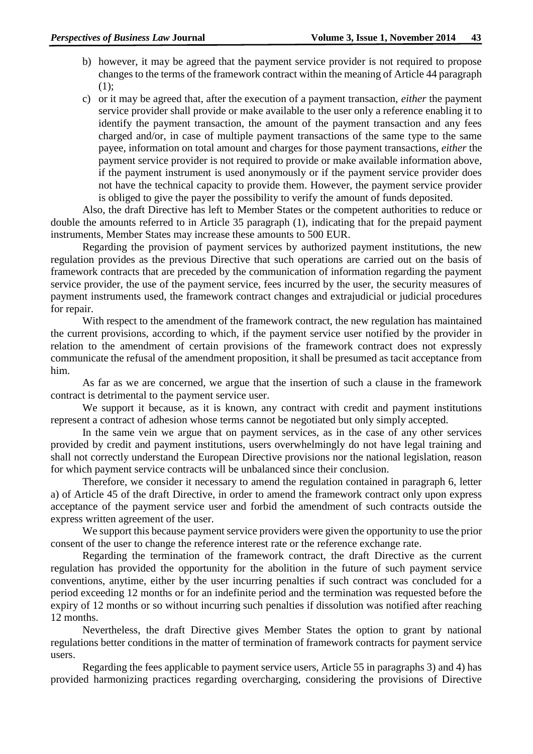b) however, it may be agreed that the payment service provider is not required to propose changes to the terms of the framework contract within the meaning of Article 44 paragraph (1);
c) or it may be agreed that, after the execution of a payment transaction, *either* the payment service provider shall provide or make available to the user only a reference enabling it to identify the payment transaction, the amount of the payment transaction and any fees charged and/or, in case of multiple payment transactions of the same type to the same payee, information on total amount and charges for those payment transactions, *either* the payment service provider is not required to provide or make available information above, if the payment instrument is used anonymously or if the payment service provider does not have the technical capacity to provide them. However, the payment service provider is obliged to give the payer the possibility to verify the amount of funds deposited.

Also, the draft Directive has left to Member States or the competent authorities to reduce or double the amounts referred to in Article 35 paragraph (1), indicating that for the prepaid payment instruments, Member States may increase these amounts to 500 EUR.

Regarding the provision of payment services by authorized payment institutions, the new regulation provides as the previous Directive that such operations are carried out on the basis of framework contracts that are preceded by the communication of information regarding the payment service provider, the use of the payment service, fees incurred by the user, the security measures of payment instruments used, the framework contract changes and extrajudicial or judicial procedures for repair.

With respect to the amendment of the framework contract, the new regulation has maintained the current provisions, according to which, if the payment service user notified by the provider in relation to the amendment of certain provisions of the framework contract does not expressly communicate the refusal of the amendment proposition, it shall be presumed as tacit acceptance from him.

As far as we are concerned, we argue that the insertion of such a clause in the framework contract is detrimental to the payment service user.

We support it because, as it is known, any contract with credit and payment institutions represent a contract of adhesion whose terms cannot be negotiated but only simply accepted.

In the same vein we argue that on payment services, as in the case of any other services provided by credit and payment institutions, users overwhelmingly do not have legal training and shall not correctly understand the European Directive provisions nor the national legislation, reason for which payment service contracts will be unbalanced since their conclusion.

Therefore, we consider it necessary to amend the regulation contained in paragraph 6, letter a) of Article 45 of the draft Directive, in order to amend the framework contract only upon express acceptance of the payment service user and forbid the amendment of such contracts outside the express written agreement of the user.

We support this because payment service providers were given the opportunity to use the prior consent of the user to change the reference interest rate or the reference exchange rate.

Regarding the termination of the framework contract, the draft Directive as the current regulation has provided the opportunity for the abolition in the future of such payment service conventions, anytime, either by the user incurring penalties if such contract was concluded for a period exceeding 12 months or for an indefinite period and the termination was requested before the expiry of 12 months or so without incurring such penalties if dissolution was notified after reaching 12 months.

Nevertheless, the draft Directive gives Member States the option to grant by national regulations better conditions in the matter of termination of framework contracts for payment service users.

Regarding the fees applicable to payment service users, Article 55 in paragraphs 3) and 4) has provided harmonizing practices regarding overcharging, considering the provisions of Directive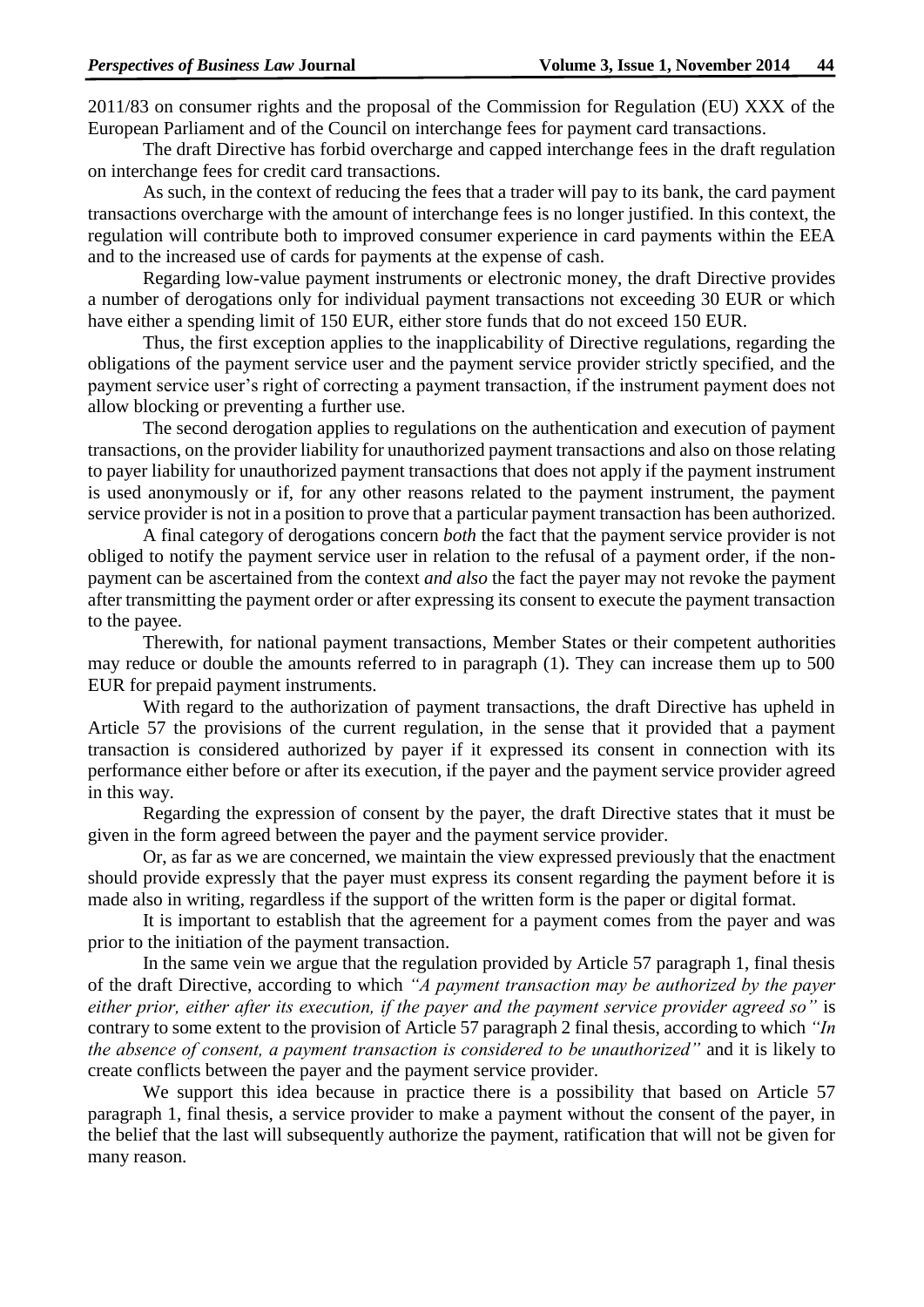2011/83 on consumer rights and the proposal of the Commission for Regulation (EU) XXX of the European Parliament and of the Council on interchange fees for payment card transactions.

The draft Directive has forbid overcharge and capped interchange fees in the draft regulation on interchange fees for credit card transactions.

As such, in the context of reducing the fees that a trader will pay to its bank, the card payment transactions overcharge with the amount of interchange fees is no longer justified. In this context, the regulation will contribute both to improved consumer experience in card payments within the EEA and to the increased use of cards for payments at the expense of cash.

Regarding low-value payment instruments or electronic money, the draft Directive provides a number of derogations only for individual payment transactions not exceeding 30 EUR or which have either a spending limit of 150 EUR, either store funds that do not exceed 150 EUR.

Thus, the first exception applies to the inapplicability of Directive regulations, regarding the obligations of the payment service user and the payment service provider strictly specified, and the payment service user's right of correcting a payment transaction, if the instrument payment does not allow blocking or preventing a further use.

The second derogation applies to regulations on the authentication and execution of payment transactions, on the provider liability for unauthorized payment transactions and also on those relating to payer liability for unauthorized payment transactions that does not apply if the payment instrument is used anonymously or if, for any other reasons related to the payment instrument, the payment service provider is not in a position to prove that a particular payment transaction has been authorized.

A final category of derogations concern *both* the fact that the payment service provider is not obliged to notify the payment service user in relation to the refusal of a payment order, if the non-payment can be ascertained from the context *and also* the fact the payer may not revoke the payment after transmitting the payment order or after expressing its consent to execute the payment transaction to the payee.

Therewith, for national payment transactions, Member States or their competent authorities may reduce or double the amounts referred to in paragraph (1). They can increase them up to 500 EUR for prepaid payment instruments.

With regard to the authorization of payment transactions, the draft Directive has upheld in Article 57 the provisions of the current regulation, in the sense that it provided that a payment transaction is considered authorized by payer if it expressed its consent in connection with its performance either before or after its execution, if the payer and the payment service provider agreed in this way.

Regarding the expression of consent by the payer, the draft Directive states that it must be given in the form agreed between the payer and the payment service provider.

Or, as far as we are concerned, we maintain the view expressed previously that the enactment should provide expressly that the payer must express its consent regarding the payment before it is made also in writing, regardless if the support of the written form is the paper or digital format.

It is important to establish that the agreement for a payment comes from the payer and was prior to the initiation of the payment transaction.

In the same vein we argue that the regulation provided by Article 57 paragraph 1, final thesis of the draft Directive, according to which *"A payment transaction may be authorized by the payer either prior, either after its execution, if the payer and the payment service provider agreed so"* is contrary to some extent to the provision of Article 57 paragraph 2 final thesis, according to which *"In the absence of consent, a payment transaction is considered to be unauthorized"* and it is likely to create conflicts between the payer and the payment service provider.

We support this idea because in practice there is a possibility that based on Article 57 paragraph 1, final thesis, a service provider to make a payment without the consent of the payer, in the belief that the last will subsequently authorize the payment, ratification that will not be given for many reason.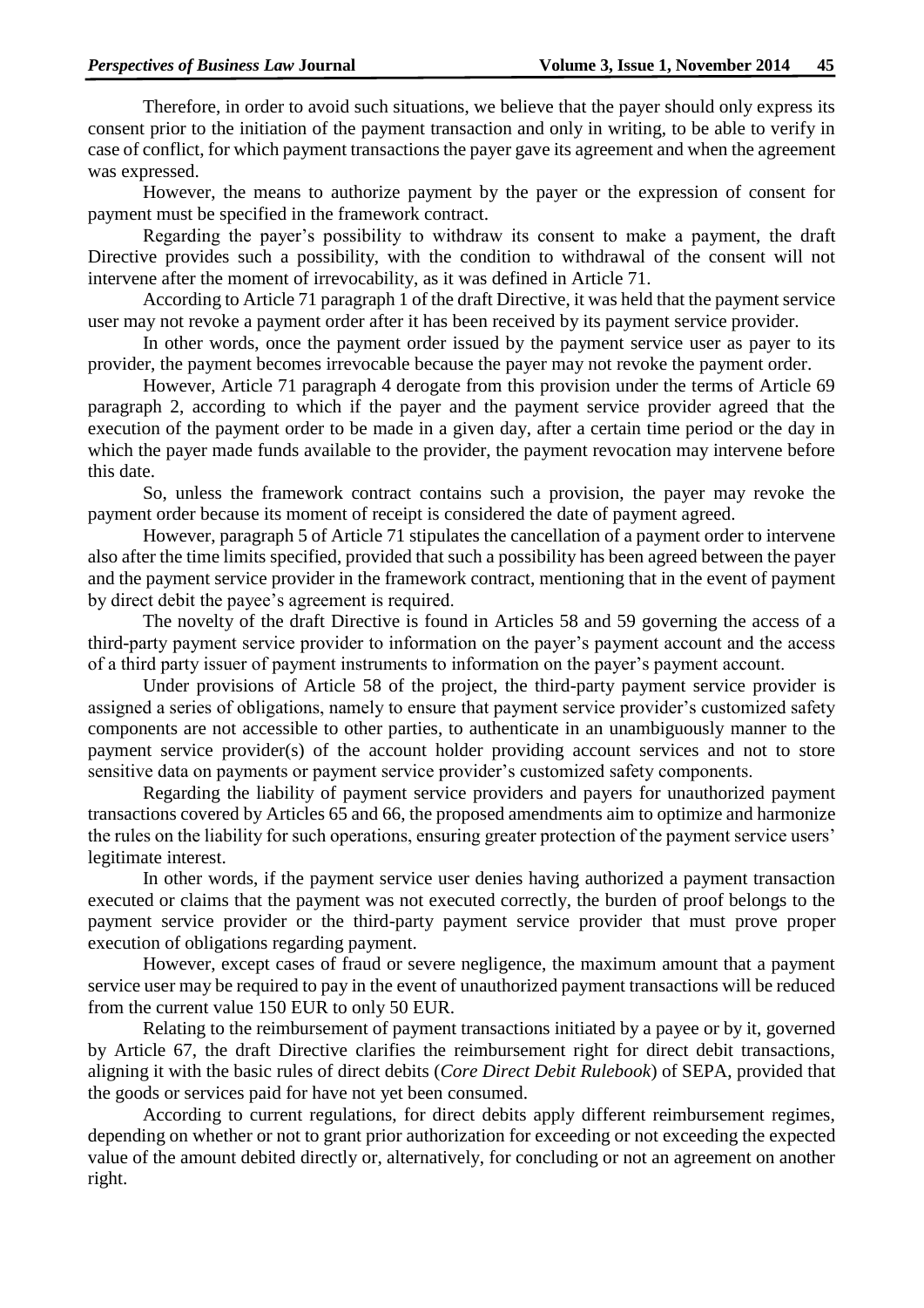Therefore, in order to avoid such situations, we believe that the payer should only express its consent prior to the initiation of the payment transaction and only in writing, to be able to verify in case of conflict, for which payment transactions the payer gave its agreement and when the agreement was expressed.

However, the means to authorize payment by the payer or the expression of consent for payment must be specified in the framework contract.

Regarding the payer's possibility to withdraw its consent to make a payment, the draft Directive provides such a possibility, with the condition to withdrawal of the consent will not intervene after the moment of irrevocability, as it was defined in Article 71.

According to Article 71 paragraph 1 of the draft Directive, it was held that the payment service user may not revoke a payment order after it has been received by its payment service provider.

In other words, once the payment order issued by the payment service user as payer to its provider, the payment becomes irrevocable because the payer may not revoke the payment order.

However, Article 71 paragraph 4 derogate from this provision under the terms of Article 69 paragraph 2, according to which if the payer and the payment service provider agreed that the execution of the payment order to be made in a given day, after a certain time period or the day in which the payer made funds available to the provider, the payment revocation may intervene before this date.

So, unless the framework contract contains such a provision, the payer may revoke the payment order because its moment of receipt is considered the date of payment agreed.

However, paragraph 5 of Article 71 stipulates the cancellation of a payment order to intervene also after the time limits specified, provided that such a possibility has been agreed between the payer and the payment service provider in the framework contract, mentioning that in the event of payment by direct debit the payee's agreement is required.

The novelty of the draft Directive is found in Articles 58 and 59 governing the access of a third-party payment service provider to information on the payer's payment account and the access of a third party issuer of payment instruments to information on the payer's payment account.

Under provisions of Article 58 of the project, the third-party payment service provider is assigned a series of obligations, namely to ensure that payment service provider's customized safety components are not accessible to other parties, to authenticate in an unambiguously manner to the payment service provider(s) of the account holder providing account services and not to store sensitive data on payments or payment service provider's customized safety components.

Regarding the liability of payment service providers and payers for unauthorized payment transactions covered by Articles 65 and 66, the proposed amendments aim to optimize and harmonize the rules on the liability for such operations, ensuring greater protection of the payment service users' legitimate interest.

In other words, if the payment service user denies having authorized a payment transaction executed or claims that the payment was not executed correctly, the burden of proof belongs to the payment service provider or the third-party payment service provider that must prove proper execution of obligations regarding payment.

However, except cases of fraud or severe negligence, the maximum amount that a payment service user may be required to pay in the event of unauthorized payment transactions will be reduced from the current value 150 EUR to only 50 EUR.

Relating to the reimbursement of payment transactions initiated by a payee or by it, governed by Article 67, the draft Directive clarifies the reimbursement right for direct debit transactions, aligning it with the basic rules of direct debits (*Core Direct Debit Rulebook*) of SEPA, provided that the goods or services paid for have not yet been consumed.

According to current regulations, for direct debits apply different reimbursement regimes, depending on whether or not to grant prior authorization for exceeding or not exceeding the expected value of the amount debited directly or, alternatively, for concluding or not an agreement on another right.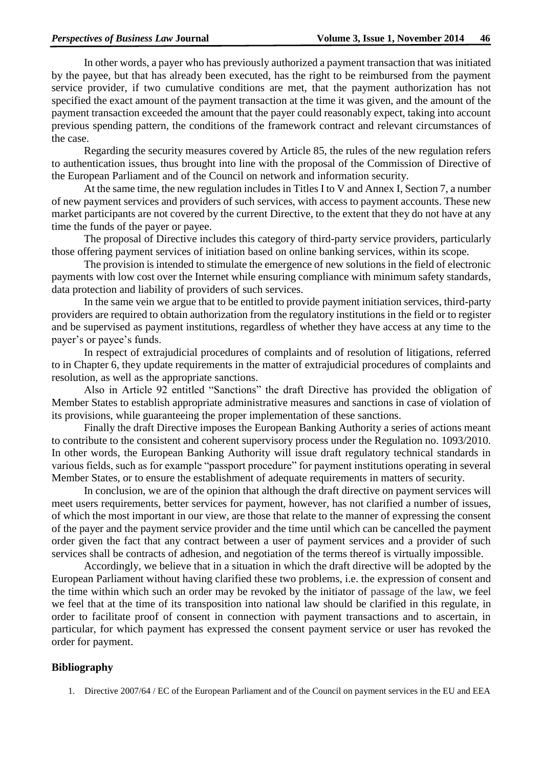In other words, a payer who has previously authorized a payment transaction that was initiated by the payee, but that has already been executed, has the right to be reimbursed from the payment service provider, if two cumulative conditions are met, that the payment authorization has not specified the exact amount of the payment transaction at the time it was given, and the amount of the payment transaction exceeded the amount that the payer could reasonably expect, taking into account previous spending pattern, the conditions of the framework contract and relevant circumstances of the case.

Regarding the security measures covered by Article 85, the rules of the new regulation refers to authentication issues, thus brought into line with the proposal of the Commission of Directive of the European Parliament and of the Council on network and information security.

At the same time, the new regulation includes in Titles I to V and Annex I, Section 7, a number of new payment services and providers of such services, with access to payment accounts. These new market participants are not covered by the current Directive, to the extent that they do not have at any time the funds of the payer or payee.

The proposal of Directive includes this category of third-party service providers, particularly those offering payment services of initiation based on online banking services, within its scope.

The provision is intended to stimulate the emergence of new solutions in the field of electronic payments with low cost over the Internet while ensuring compliance with minimum safety standards, data protection and liability of providers of such services.

In the same vein we argue that to be entitled to provide payment initiation services, third-party providers are required to obtain authorization from the regulatory institutions in the field or to register and be supervised as payment institutions, regardless of whether they have access at any time to the payer's or payee's funds.

In respect of extrajudicial procedures of complaints and of resolution of litigations, referred to in Chapter 6, they update requirements in the matter of extrajudicial procedures of complaints and resolution, as well as the appropriate sanctions.

Also in Article 92 entitled "Sanctions" the draft Directive has provided the obligation of Member States to establish appropriate administrative measures and sanctions in case of violation of its provisions, while guaranteeing the proper implementation of these sanctions.

Finally the draft Directive imposes the European Banking Authority a series of actions meant to contribute to the consistent and coherent supervisory process under the Regulation no. 1093/2010. In other words, the European Banking Authority will issue draft regulatory technical standards in various fields, such as for example "passport procedure" for payment institutions operating in several Member States, or to ensure the establishment of adequate requirements in matters of security.

In conclusion, we are of the opinion that although the draft directive on payment services will meet users requirements, better services for payment, however, has not clarified a number of issues, of which the most important in our view, are those that relate to the manner of expressing the consent of the payer and the payment service provider and the time until which can be cancelled the payment order given the fact that any contract between a user of payment services and a provider of such services shall be contracts of adhesion, and negotiation of the terms thereof is virtually impossible.

Accordingly, we believe that in a situation in which the draft directive will be adopted by the European Parliament without having clarified these two problems, i.e. the expression of consent and the time within which such an order may be revoked by the initiator of passage of the law, we feel we feel that at the time of its transposition into national law should be clarified in this regulate, in order to facilitate proof of consent in connection with payment transactions and to ascertain, in particular, for which payment has expressed the consent payment service or user has revoked the order for payment.

## Bibliography

1. Directive 2007/64 / EC of the European Parliament and of the Council on payment services in the EU and EEA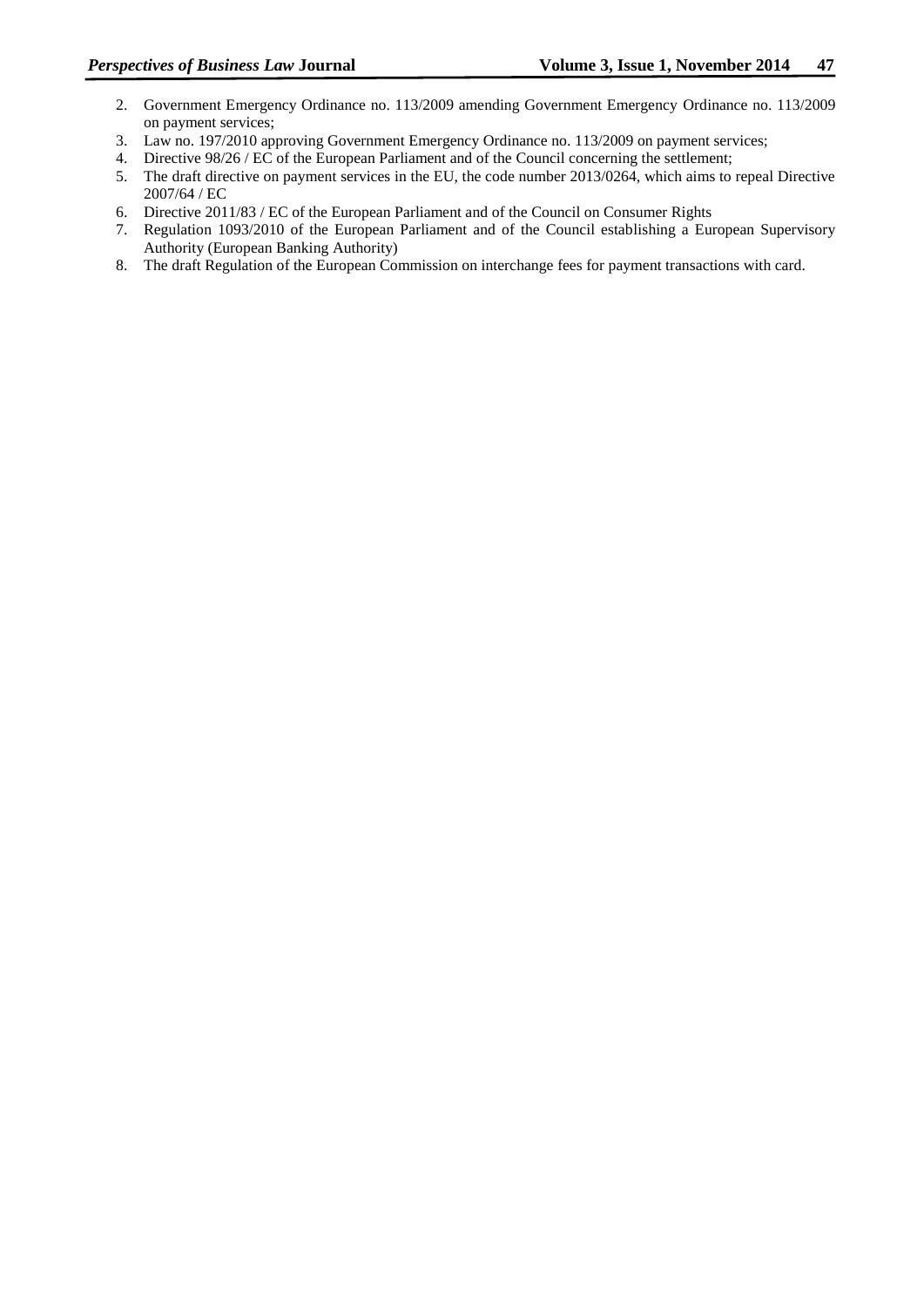2. Government Emergency Ordinance no. 113/2009 amending Government Emergency Ordinance no. 113/2009 on payment services;
3. Law no. 197/2010 approving Government Emergency Ordinance no. 113/2009 on payment services;
4. Directive 98/26 / EC of the European Parliament and of the Council concerning the settlement;
5. The draft directive on payment services in the EU, the code number 2013/0264, which aims to repeal Directive 2007/64 / EC
6. Directive 2011/83 / EC of the European Parliament and of the Council on Consumer Rights
7. Regulation 1093/2010 of the European Parliament and of the Council establishing a European Supervisory Authority (European Banking Authority)
8. The draft Regulation of the European Commission on interchange fees for payment transactions with card.